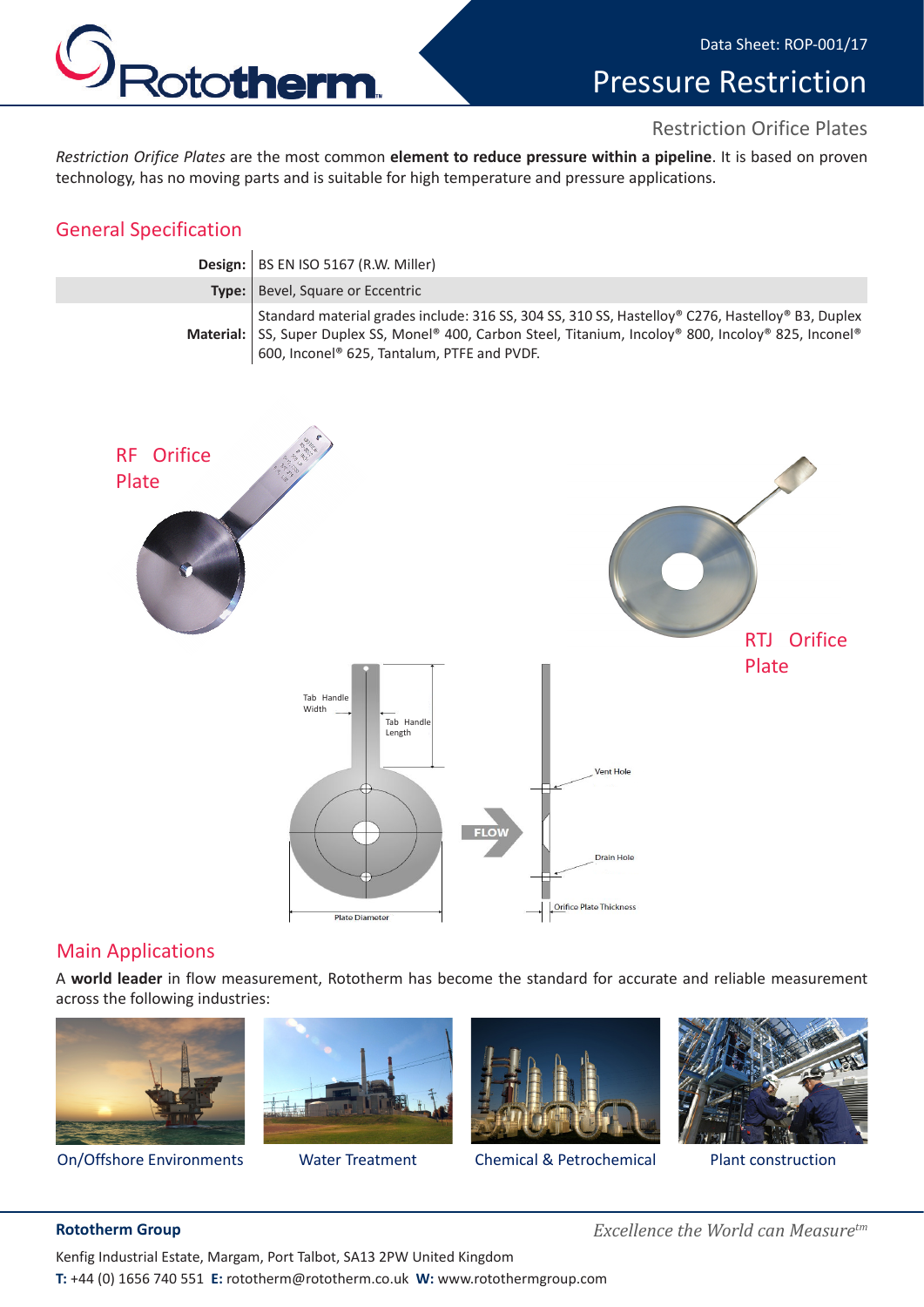Data Sheet: ROP-001/17

# Pressure Restriction

## Restriction Orifice Plates

*Restriction Orifice Plates* are the most common **element to reduce pressure within a pipeline**. It is based on proven technology, has no moving parts and is suitable for high temperature and pressure applications.

## General Specification

| | |
|---|---|
| **Design:** | BS EN ISO 5167 (R.W. Miller) |
| **Type:** | Bevel, Square or Eccentric |
| **Material:** | Standard material grades include: 316 SS, 304 SS, 310 SS, Hastelloy® C276, Hastelloy® B3, Duplex SS, Super Duplex SS, Monel® 400, Carbon Steel, Titanium, Incoloy® 800, Incoloy® 825, Inconel® 600, Inconel® 625, Tantalum, PTFE and PVDF. |

RF Orifice Plate

RTJ Orifice Plate

Tab Handle Width

Tab Handle Length

FLOW

Vent Hole

Drain Hole

Plate Diameter

Orifice Plate Thickness

## Main Applications

A **world leader** in flow measurement, Rototherm has become the standard for accurate and reliable measurement across the following industries:

On/Offshore Environments

Water Treatment

Chemical & Petrochemical

Plant construction

**Rototherm Group**

*Excellence the World can Measure™*

Kenfig Industrial Estate, Margam, Port Talbot, SA13 2PW United Kingdom

**T:** +44 (0) 1656 740 551 **E:** rototherm@rototherm.co.uk **W:** www.rotothermgroup.com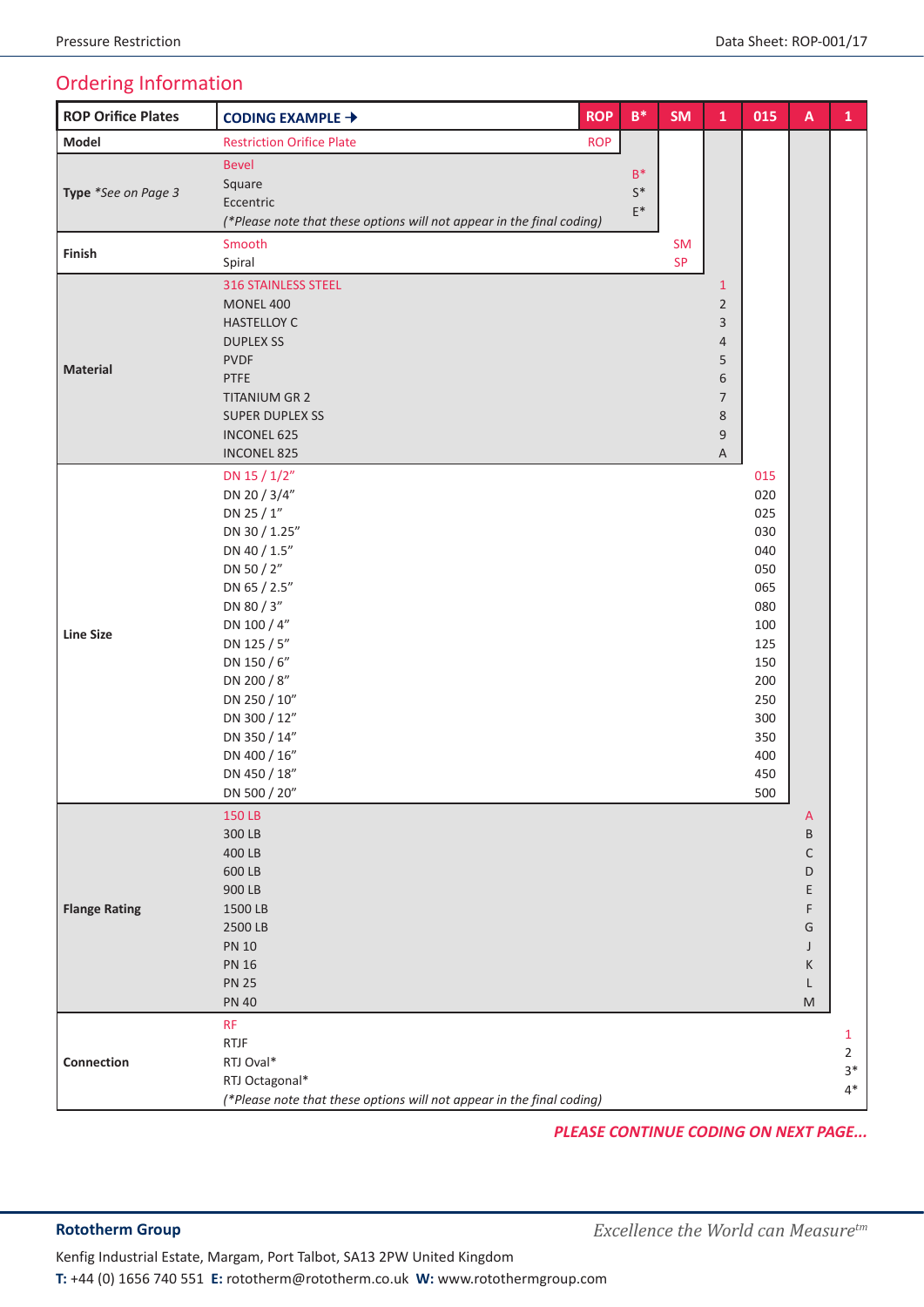## Ordering Information

| ROP Orifice Plates | CODING EXAMPLE → | ROP | B* | SM | 1 | 015 | A | 1 |
|---|---|---|---|---|---|---|---|---|
| **Model** | Restriction Orifice Plate | ROP | | | | | | |
| **Type** *\*See on Page 3* | Bevel<br>Square<br>Eccentric<br>*(\*Please note that these options will not appear in the final coding)* | | B*<br>S*<br>E* | | | | | |
| **Finish** | Smooth<br>Spiral | | | SM<br>SP | | | | |
| **Material** | 316 STAINLESS STEEL<br>MONEL 400<br>HASTELLOY C<br>DUPLEX SS<br>PVDF<br>PTFE<br>TITANIUM GR 2<br>SUPER DUPLEX SS<br>INCONEL 625<br>INCONEL 825 | | | | 1<br>2<br>3<br>4<br>5<br>6<br>7<br>8<br>9<br>A | | | |
| **Line Size** | DN 15 / 1/2"<br>DN 20 / 3/4"<br>DN 25 / 1"<br>DN 30 / 1.25"<br>DN 40 / 1.5"<br>DN 50 / 2"<br>DN 65 / 2.5"<br>DN 80 / 3"<br>DN 100 / 4"<br>DN 125 / 5"<br>DN 150 / 6"<br>DN 200 / 8"<br>DN 250 / 10"<br>DN 300 / 12"<br>DN 350 / 14"<br>DN 400 / 16"<br>DN 450 / 18"<br>DN 500 / 20" | | | | | 015<br>020<br>025<br>030<br>040<br>050<br>065<br>080<br>100<br>125<br>150<br>200<br>250<br>300<br>350<br>400<br>450<br>500 | | |
| **Flange Rating** | 150 LB<br>300 LB<br>400 LB<br>600 LB<br>900 LB<br>1500 LB<br>2500 LB<br>PN 10<br>PN 16<br>PN 25<br>PN 40 | | | | | | A<br>B<br>C<br>D<br>E<br>F<br>G<br>J<br>K<br>L<br>M | |
| **Connection** | RF<br>RTJF<br>RTJ Oval*<br>RTJ Octagonal*<br>*(\*Please note that these options will not appear in the final coding)* | | | | | | | 1<br>2<br>3*<br>4* |

***PLEASE CONTINUE CODING ON NEXT PAGE...***

**Rotortherm Group**

*Excellence the World can Measure*tm

Kenfig Industrial Estate, Margam, Port Talbot, SA13 2PW United Kingdom
**T:** +44 (0) 1656 740 551 **E:** rototherm@rototherm.co.uk **W:** www.rotothermgroup.com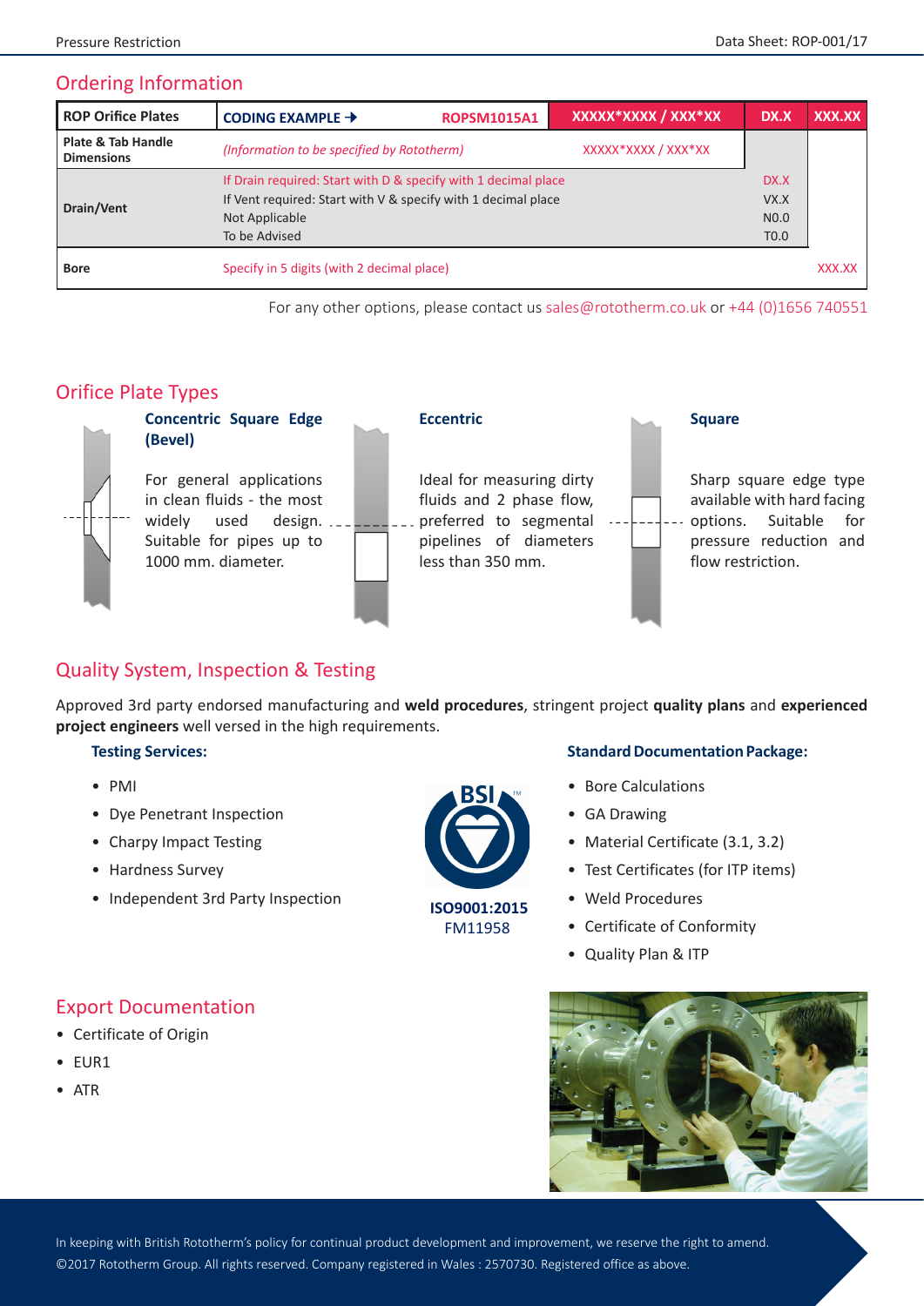## Ordering Information

| ROP Orifice Plates | CODING EXAMPLE → | ROPSM1015A1 | XXXXX*XXXX / XXX*XX | DX.X | XXX.XX |
|---|---|---|---|---|---|
| Plate & Tab Handle Dimensions | *(Information to be specified by Rototherm)* | | XXXXX*XXXX / XXX*XX | | |
| Drain/Vent | If Drain required: Start with D & specify with 1 decimal place<br>If Vent required: Start with V & specify with 1 decimal place<br>Not Applicable<br>To be Advised | | | DX.X<br>VX.X<br>N0.0<br>T0.0 | |
| Bore | Specify in 5 digits (with 2 decimal place) | | | | XXX.XX |

For any other options, please contact us sales@rototherm.co.uk or +44 (0)1656 740551

## Orifice Plate Types

### Concentric Square Edge (Bevel)

For general applications in clean fluids - the most widely used design. Suitable for pipes up to 1000 mm. diameter.

### Eccentric

Ideal for measuring dirty fluids and 2 phase flow, preferred to segmental pipelines of diameters less than 350 mm.

### Square

Sharp square edge type available with hard facing options. Suitable for pressure reduction and flow restriction.

## Quality System, Inspection & Testing

Approved 3rd party endorsed manufacturing and **weld procedures**, stringent project **quality plans** and **experienced project engineers** well versed in the high requirements.

### Testing Services:

- PMI
- Dye Penetrant Inspection
- Charpy Impact Testing
- Hardness Survey
- Independent 3rd Party Inspection

BSI

**ISO9001:2015**
FM11958

### Standard Documentation Package:

- Bore Calculations
- GA Drawing
- Material Certificate (3.1, 3.2)
- Test Certificates (for ITP items)
- Weld Procedures
- Certificate of Conformity
- Quality Plan & ITP

## Export Documentation

- Certificate of Origin
- EUR1
- ATR

In keeping with British Rototherm's policy for continual product development and improvement, we reserve the right to amend.
©2017 Rototherm Group. All rights reserved. Company registered in Wales : 2570730. Registered office as above.